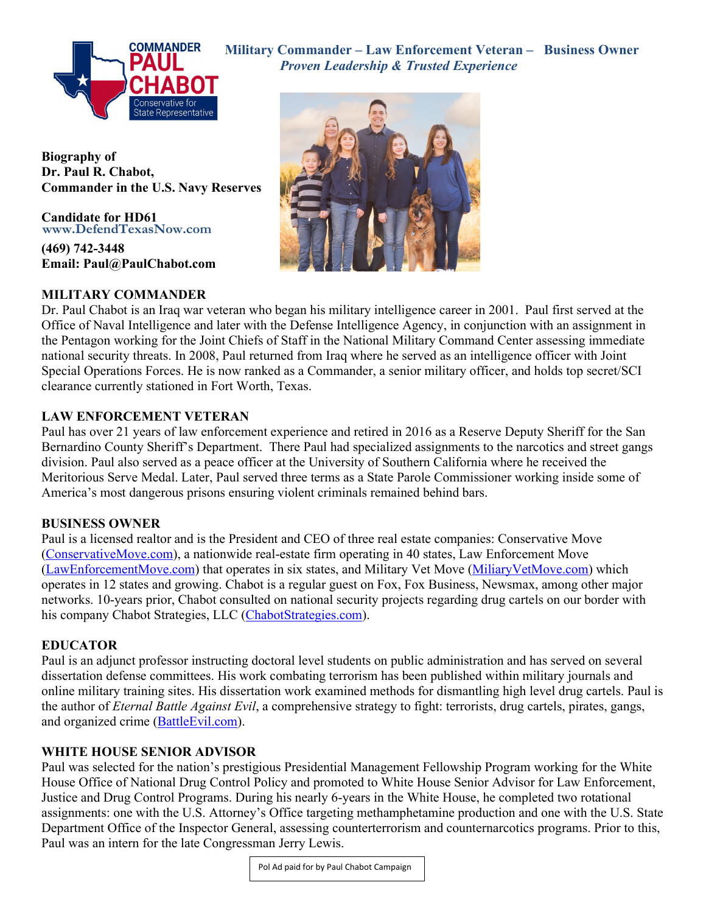COMMANDER PAUL CHABOT
Conservative for State Representative

**Military Commander – Law Enforcement Veteran – Business Owner**
***Proven Leadership & Trusted Experience***

**Biography of**
**Dr. Paul R. Chabot,**
**Commander in the U.S. Navy Reserves**

**Candidate for HD61**
**www.DefendTexasNow.com**

**(469) 742-3448**
**Email: Paul@PaulChabot.com**

## MILITARY COMMANDER

Dr. Paul Chabot is an Iraq war veteran who began his military intelligence career in 2001. Paul first served at the Office of Naval Intelligence and later with the Defense Intelligence Agency, in conjunction with an assignment in the Pentagon working for the Joint Chiefs of Staff in the National Military Command Center assessing immediate national security threats. In 2008, Paul returned from Iraq where he served as an intelligence officer with Joint Special Operations Forces. He is now ranked as a Commander, a senior military officer, and holds top secret/SCI clearance currently stationed in Fort Worth, Texas.

## LAW ENFORCEMENT VETERAN

Paul has over 21 years of law enforcement experience and retired in 2016 as a Reserve Deputy Sheriff for the San Bernardino County Sheriff's Department. There Paul had specialized assignments to the narcotics and street gangs division. Paul also served as a peace officer at the University of Southern California where he received the Meritorious Serve Medal. Later, Paul served three terms as a State Parole Commissioner working inside some of America's most dangerous prisons ensuring violent criminals remained behind bars.

## BUSINESS OWNER

Paul is a licensed realtor and is the President and CEO of three real estate companies: Conservative Move (ConservativeMove.com), a nationwide real-estate firm operating in 40 states, Law Enforcement Move (LawEnforcementMove.com) that operates in six states, and Military Vet Move (MiliaryVetMove.com) which operates in 12 states and growing. Chabot is a regular guest on Fox, Fox Business, Newsmax, among other major networks. 10-years prior, Chabot consulted on national security projects regarding drug cartels on our border with his company Chabot Strategies, LLC (ChabotStrategies.com).

## EDUCATOR

Paul is an adjunct professor instructing doctoral level students on public administration and has served on several dissertation defense committees. His work combating terrorism has been published within military journals and online military training sites. His dissertation work examined methods for dismantling high level drug cartels. Paul is the author of *Eternal Battle Against Evil*, a comprehensive strategy to fight: terrorists, drug cartels, pirates, gangs, and organized crime (BattleEvil.com).

## WHITE HOUSE SENIOR ADVISOR

Paul was selected for the nation's prestigious Presidential Management Fellowship Program working for the White House Office of National Drug Control Policy and promoted to White House Senior Advisor for Law Enforcement, Justice and Drug Control Programs. During his nearly 6-years in the White House, he completed two rotational assignments: one with the U.S. Attorney's Office targeting methamphetamine production and one with the U.S. State Department Office of the Inspector General, assessing counterterrorism and counternarcotics programs. Prior to this, Paul was an intern for the late Congressman Jerry Lewis.

Pol Ad paid for by Paul Chabot Campaign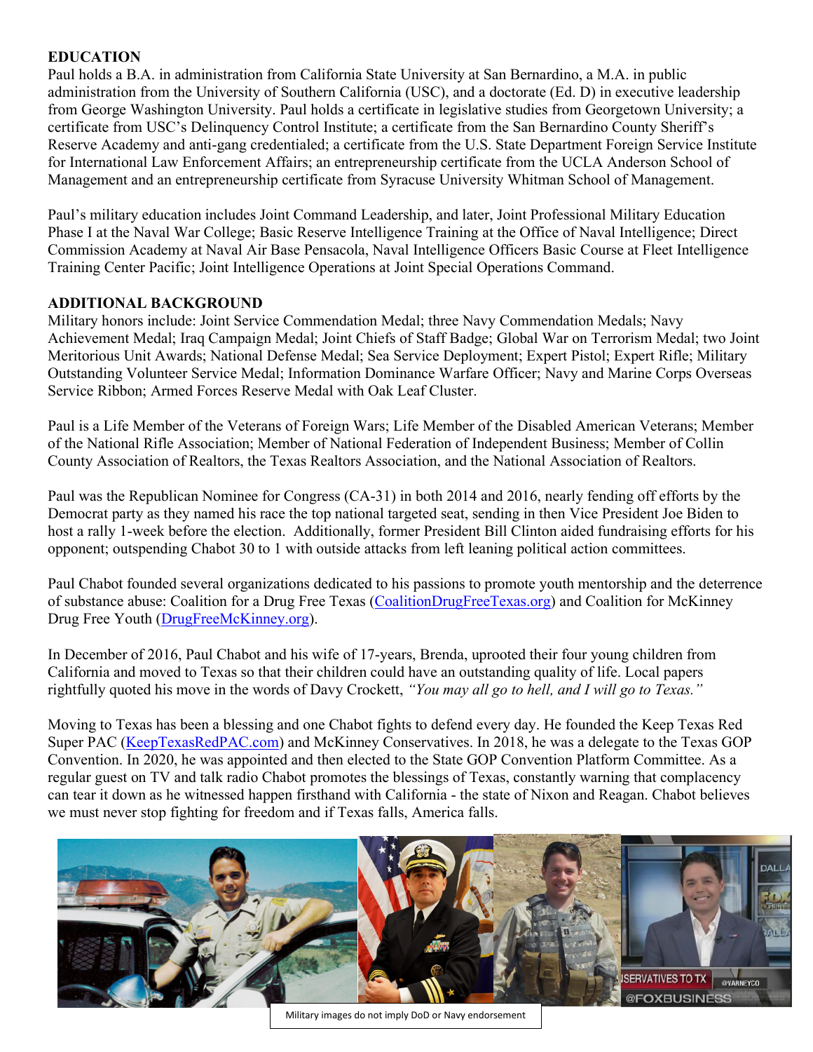## EDUCATION

Paul holds a B.A. in administration from California State University at San Bernardino, a M.A. in public administration from the University of Southern California (USC), and a doctorate (Ed. D) in executive leadership from George Washington University. Paul holds a certificate in legislative studies from Georgetown University; a certificate from USC's Delinquency Control Institute; a certificate from the San Bernardino County Sheriff's Reserve Academy and anti-gang credentialed; a certificate from the U.S. State Department Foreign Service Institute for International Law Enforcement Affairs; an entrepreneurship certificate from the UCLA Anderson School of Management and an entrepreneurship certificate from Syracuse University Whitman School of Management.

Paul's military education includes Joint Command Leadership, and later, Joint Professional Military Education Phase I at the Naval War College; Basic Reserve Intelligence Training at the Office of Naval Intelligence; Direct Commission Academy at Naval Air Base Pensacola, Naval Intelligence Officers Basic Course at Fleet Intelligence Training Center Pacific; Joint Intelligence Operations at Joint Special Operations Command.

## ADDITIONAL BACKGROUND

Military honors include: Joint Service Commendation Medal; three Navy Commendation Medals; Navy Achievement Medal; Iraq Campaign Medal; Joint Chiefs of Staff Badge; Global War on Terrorism Medal; two Joint Meritorious Unit Awards; National Defense Medal; Sea Service Deployment; Expert Pistol; Expert Rifle; Military Outstanding Volunteer Service Medal; Information Dominance Warfare Officer; Navy and Marine Corps Overseas Service Ribbon; Armed Forces Reserve Medal with Oak Leaf Cluster.

Paul is a Life Member of the Veterans of Foreign Wars; Life Member of the Disabled American Veterans; Member of the National Rifle Association; Member of National Federation of Independent Business; Member of Collin County Association of Realtors, the Texas Realtors Association, and the National Association of Realtors.

Paul was the Republican Nominee for Congress (CA-31) in both 2014 and 2016, nearly fending off efforts by the Democrat party as they named his race the top national targeted seat, sending in then Vice President Joe Biden to host a rally 1-week before the election. Additionally, former President Bill Clinton aided fundraising efforts for his opponent; outspending Chabot 30 to 1 with outside attacks from left leaning political action committees.

Paul Chabot founded several organizations dedicated to his passions to promote youth mentorship and the deterrence of substance abuse: Coalition for a Drug Free Texas (CoalitionDrugFreeTexas.org) and Coalition for McKinney Drug Free Youth (DrugFreeMcKinney.org).

In December of 2016, Paul Chabot and his wife of 17-years, Brenda, uprooted their four young children from California and moved to Texas so that their children could have an outstanding quality of life. Local papers rightfully quoted his move in the words of Davy Crockett, *"You may all go to hell, and I will go to Texas."*

Moving to Texas has been a blessing and one Chabot fights to defend every day. He founded the Keep Texas Red Super PAC (KeepTexasRedPAC.com) and McKinney Conservatives. In 2018, he was a delegate to the Texas GOP Convention. In 2020, he was appointed and then elected to the State GOP Convention Platform Committee. As a regular guest on TV and talk radio Chabot promotes the blessings of Texas, constantly warning that complacency can tear it down as he witnessed happen firsthand with California - the state of Nixon and Reagan. Chabot believes we must never stop fighting for freedom and if Texas falls, America falls.

Military images do not imply DoD or Navy endorsement